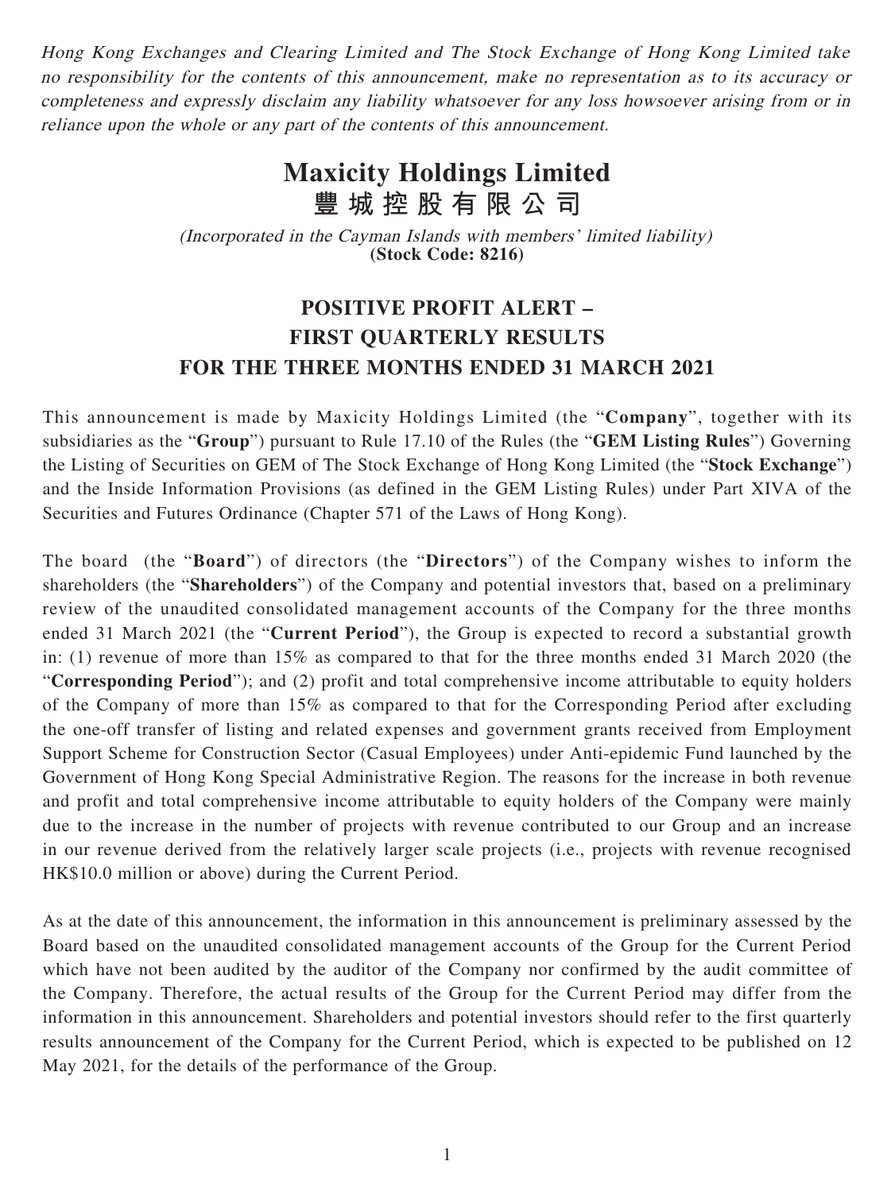*Hong Kong Exchanges and Clearing Limited and The Stock Exchange of Hong Kong Limited take no responsibility for the contents of this announcement, make no representation as to its accuracy or completeness and expressly disclaim any liability whatsoever for any loss howsoever arising from or in reliance upon the whole or any part of the contents of this announcement.*

# Maxicity Holdings Limited
# 豐城控股有限公司

*(Incorporated in the Cayman Islands with members' limited liability)*
**(Stock Code: 8216)**

## POSITIVE PROFIT ALERT – FIRST QUARTERLY RESULTS FOR THE THREE MONTHS ENDED 31 MARCH 2021

This announcement is made by Maxicity Holdings Limited (the "**Company**", together with its subsidiaries as the "**Group**") pursuant to Rule 17.10 of the Rules (the "**GEM Listing Rules**") Governing the Listing of Securities on GEM of The Stock Exchange of Hong Kong Limited (the "**Stock Exchange**") and the Inside Information Provisions (as defined in the GEM Listing Rules) under Part XIVA of the Securities and Futures Ordinance (Chapter 571 of the Laws of Hong Kong).

The board (the "**Board**") of directors (the "**Directors**") of the Company wishes to inform the shareholders (the "**Shareholders**") of the Company and potential investors that, based on a preliminary review of the unaudited consolidated management accounts of the Company for the three months ended 31 March 2021 (the "**Current Period**"), the Group is expected to record a substantial growth in: (1) revenue of more than 15% as compared to that for the three months ended 31 March 2020 (the "**Corresponding Period**"); and (2) profit and total comprehensive income attributable to equity holders of the Company of more than 15% as compared to that for the Corresponding Period after excluding the one-off transfer of listing and related expenses and government grants received from Employment Support Scheme for Construction Sector (Casual Employees) under Anti-epidemic Fund launched by the Government of Hong Kong Special Administrative Region. The reasons for the increase in both revenue and profit and total comprehensive income attributable to equity holders of the Company were mainly due to the increase in the number of projects with revenue contributed to our Group and an increase in our revenue derived from the relatively larger scale projects (i.e., projects with revenue recognised HK$10.0 million or above) during the Current Period.

As at the date of this announcement, the information in this announcement is preliminary assessed by the Board based on the unaudited consolidated management accounts of the Group for the Current Period which have not been audited by the auditor of the Company nor confirmed by the audit committee of the Company. Therefore, the actual results of the Group for the Current Period may differ from the information in this announcement. Shareholders and potential investors should refer to the first quarterly results announcement of the Company for the Current Period, which is expected to be published on 12 May 2021, for the details of the performance of the Group.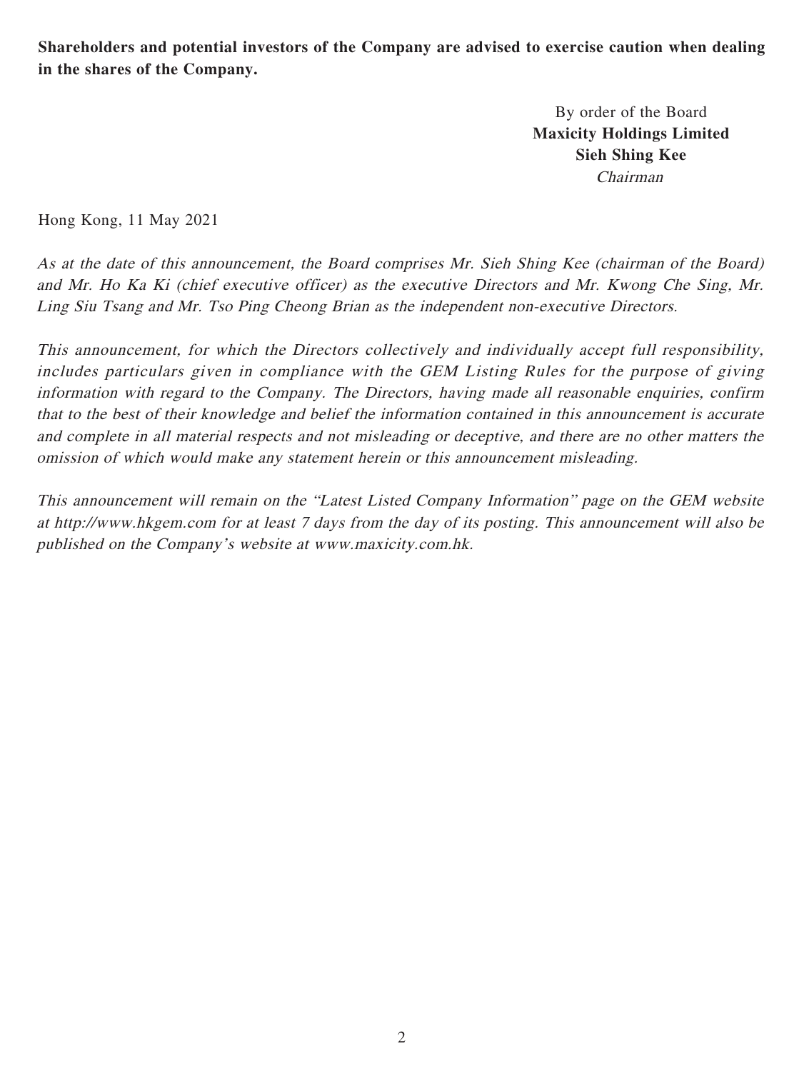**Shareholders and potential investors of the Company are advised to exercise caution when dealing in the shares of the Company.**

By order of the Board
**Maxicity Holdings Limited**
**Sieh Shing Kee**
*Chairman*

Hong Kong, 11 May 2021

*As at the date of this announcement, the Board comprises Mr. Sieh Shing Kee (chairman of the Board) and Mr. Ho Ka Ki (chief executive officer) as the executive Directors and Mr. Kwong Che Sing, Mr. Ling Siu Tsang and Mr. Tso Ping Cheong Brian as the independent non-executive Directors.*

*This announcement, for which the Directors collectively and individually accept full responsibility, includes particulars given in compliance with the GEM Listing Rules for the purpose of giving information with regard to the Company. The Directors, having made all reasonable enquiries, confirm that to the best of their knowledge and belief the information contained in this announcement is accurate and complete in all material respects and not misleading or deceptive, and there are no other matters the omission of which would make any statement herein or this announcement misleading.*

*This announcement will remain on the "Latest Listed Company Information" page on the GEM website at http://www.hkgem.com for at least 7 days from the day of its posting. This announcement will also be published on the Company's website at www.maxicity.com.hk.*